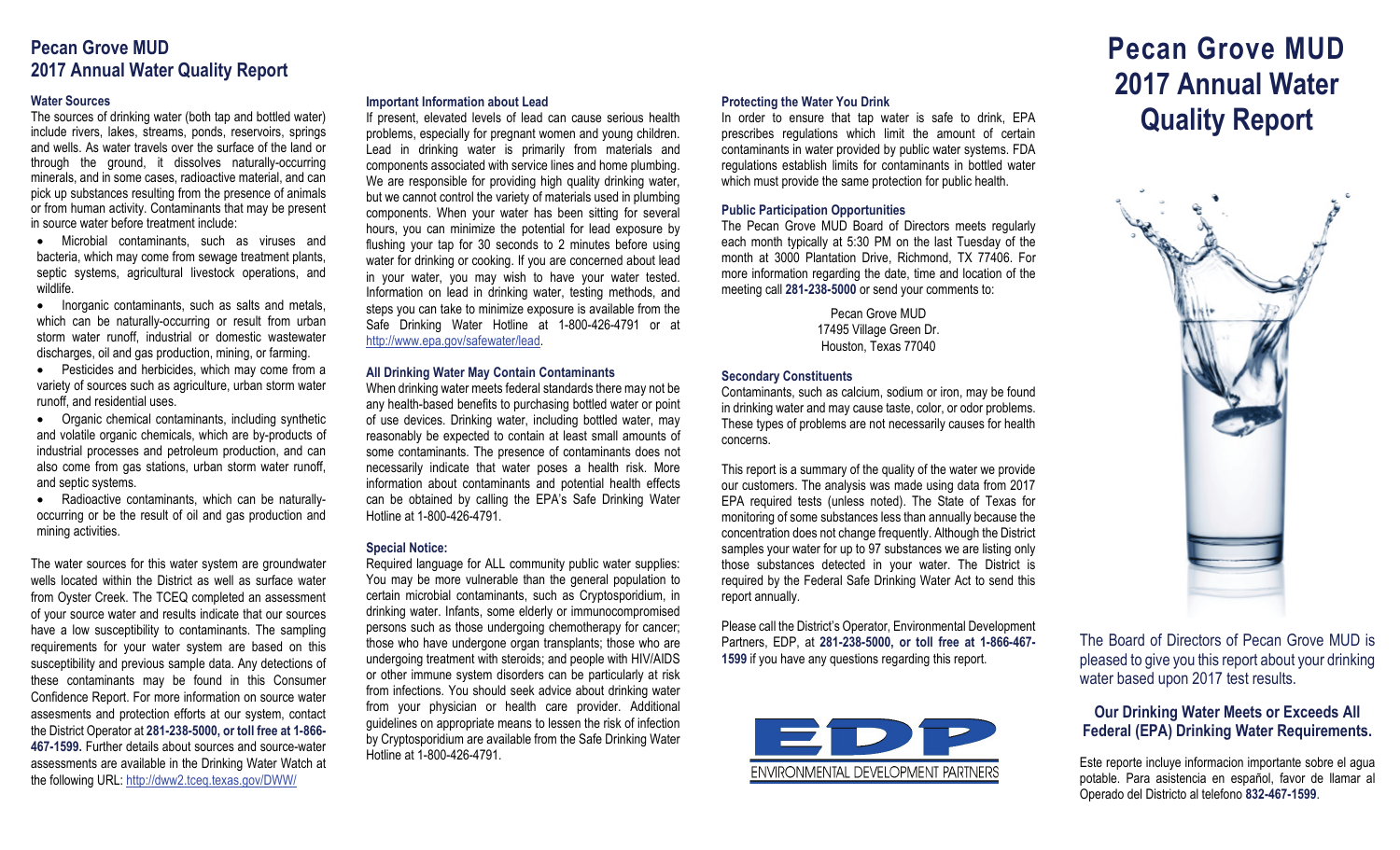# Pecan Grove MUD
# 2017 Annual Water Quality Report

### Water Sources

The sources of drinking water (both tap and bottled water) include rivers, lakes, streams, ponds, reservoirs, springs and wells. As water travels over the surface of the land or through the ground, it dissolves naturally-occurring minerals, and in some cases, radioactive material, and can pick up substances resulting from the presence of animals or from human activity. Contaminants that may be present in source water before treatment include:

- Microbial contaminants, such as viruses and bacteria, which may come from sewage treatment plants, septic systems, agricultural livestock operations, and wildlife.
- Inorganic contaminants, such as salts and metals, which can be naturally-occurring or result from urban storm water runoff, industrial or domestic wastewater discharges, oil and gas production, mining, or farming.
- Pesticides and herbicides, which may come from a variety of sources such as agriculture, urban storm water runoff, and residential uses.
- Organic chemical contaminants, including synthetic and volatile organic chemicals, which are by-products of industrial processes and petroleum production, and can also come from gas stations, urban storm water runoff, and septic systems.
- Radioactive contaminants, which can be naturally-occurring or be the result of oil and gas production and mining activities.

The water sources for this water system are groundwater wells located within the District as well as surface water from Oyster Creek. The TCEQ completed an assessment of your source water and results indicate that our sources have a low susceptibility to contaminants. The sampling requirements for your water system are based on this susceptibility and previous sample data. Any detections of these contaminants may be found in this Consumer Confidence Report. For more information on source water assesments and protection efforts at our system, contact the District Operator at **281-238-5000, or toll free at 1-866-467-1599.** Further details about sources and source-water assessments are available in the Drinking Water Watch at the following URL: http://dww2.tceq.texas.gov/DWW/

### Important Information about Lead

If present, elevated levels of lead can cause serious health problems, especially for pregnant women and young children. Lead in drinking water is primarily from materials and components associated with service lines and home plumbing. We are responsible for providing high quality drinking water, but we cannot control the variety of materials used in plumbing components. When your water has been sitting for several hours, you can minimize the potential for lead exposure by flushing your tap for 30 seconds to 2 minutes before using water for drinking or cooking. If you are concerned about lead in your water, you may wish to have your water tested. Information on lead in drinking water, testing methods, and steps you can take to minimize exposure is available from the Safe Drinking Water Hotline at 1-800-426-4791 or at http://www.epa.gov/safewater/lead.

### All Drinking Water May Contain Contaminants

When drinking water meets federal standards there may not be any health-based benefits to purchasing bottled water or point of use devices. Drinking water, including bottled water, may reasonably be expected to contain at least small amounts of some contaminants. The presence of contaminants does not necessarily indicate that water poses a health risk. More information about contaminants and potential health effects can be obtained by calling the EPA's Safe Drinking Water Hotline at 1-800-426-4791.

### Special Notice:

Required language for ALL community public water supplies: You may be more vulnerable than the general population to certain microbial contaminants, such as Cryptosporidium, in drinking water. Infants, some elderly or immunocompromised persons such as those undergoing chemotherapy for cancer; those who have undergone organ transplants; those who are undergoing treatment with steroids; and people with HIV/AIDS or other immune system disorders can be particularly at risk from infections. You should seek advice about drinking water from your physician or health care provider. Additional guidelines on appropriate means to lessen the risk of infection by Cryptosporidium are available from the Safe Drinking Water Hotline at 1-800-426-4791.

### Protecting the Water You Drink

In order to ensure that tap water is safe to drink, EPA prescribes regulations which limit the amount of certain contaminants in water provided by public water systems. FDA regulations establish limits for contaminants in bottled water which must provide the same protection for public health.

### Public Participation Opportunities

The Pecan Grove MUD Board of Directors meets regularly each month typically at 5:30 PM on the last Tuesday of the month at 3000 Plantation Drive, Richmond, TX 77406. For more information regarding the date, time and location of the meeting call **281-238-5000** or send your comments to:

Pecan Grove MUD
17495 Village Green Dr.
Houston, Texas 77040

### Secondary Constituents

Contaminants, such as calcium, sodium or iron, may be found in drinking water and may cause taste, color, or odor problems. These types of problems are not necessarily causes for health concerns.

This report is a summary of the quality of the water we provide our customers. The analysis was made using data from 2017 EPA required tests (unless noted). The State of Texas for monitoring of some substances less than annually because the concentration does not change frequently. Although the District samples your water for up to 97 substances we are listing only those substances detected in your water. The District is required by the Federal Safe Drinking Water Act to send this report annually.

Please call the District's Operator, Environmental Development Partners, EDP, at **281-238-5000, or toll free at 1-866-467-1599** if you have any questions regarding this report.

EDP
ENVIRONMENTAL DEVELOPMENT PARTNERS

# Pecan Grove MUD 2017 Annual Water Quality Report

The Board of Directors of Pecan Grove MUD is pleased to give you this report about your drinking water based upon 2017 test results.

### Our Drinking Water Meets or Exceeds All Federal (EPA) Drinking Water Requirements.

Este reporte incluye informacion importante sobre el agua potable. Para asistencia en español, favor de llamar al Operado del Districto al telefono **832-467-1599**.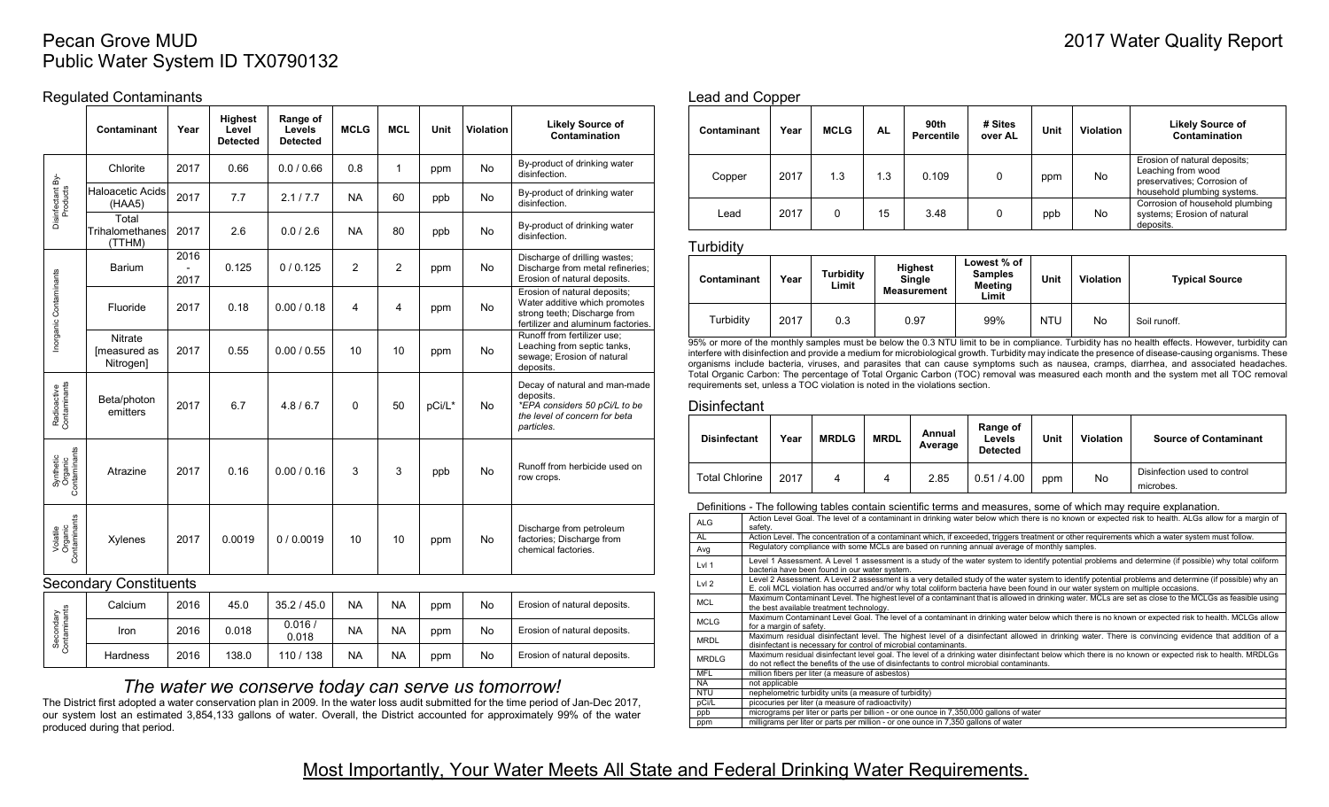# Pecan Grove MUD
# Public Water System ID TX0790132

## 2017 Water Quality Report

### Regulated Contaminants

| | Contaminant | Year | Highest Level Detected | Range of Levels Detected | MCLG | MCL | Unit | Violation | Likely Source of Contamination |
|---|---|---|---|---|---|---|---|---|---|
| Disinfectant By-Products | Chlorite | 2017 | 0.66 | 0.0 / 0.66 | 0.8 | 1 | ppm | No | By-product of drinking water disinfection. |
| | Haloacetic Acids (HAA5) | 2017 | 7.7 | 2.1 / 7.7 | NA | 60 | ppb | No | By-product of drinking water disinfection. |
| | Total Trihalomethanes (TTHM) | 2017 | 2.6 | 0.0 / 2.6 | NA | 80 | ppb | No | By-product of drinking water disinfection. |
| Inorganic Contaminants | Barium | 2016 - 2017 | 0.125 | 0 / 0.125 | 2 | 2 | ppm | No | Discharge of drilling wastes; Discharge from metal refineries; Erosion of natural deposits. |
| | Fluoride | 2017 | 0.18 | 0.00 / 0.18 | 4 | 4 | ppm | No | Erosion of natural deposits; Water additive which promotes strong teeth; Discharge from fertilizer and aluminum factories. |
| | Nitrate [measured as Nitrogen] | 2017 | 0.55 | 0.00 / 0.55 | 10 | 10 | ppm | No | Runoff from fertilizer use; Leaching from septic tanks, sewage; Erosion of natural deposits. |
| Radioactive Contaminants | Beta/photon emitters | 2017 | 6.7 | 4.8 / 6.7 | 0 | 50 | pCi/L* | No | Decay of natural and man-made deposits. *EPA considers 50 pCi/L to be the level of concern for beta particles.* |
| Synthetic Organic Contaminants | Atrazine | 2017 | 0.16 | 0.00 / 0.16 | 3 | 3 | ppb | No | Runoff from herbicide used on row crops. |
| Volatile Organic Contaminants | Xylenes | 2017 | 0.0019 | 0 / 0.0019 | 10 | 10 | ppm | No | Discharge from petroleum factories; Discharge from chemical factories. |

### Secondary Constituents

| | Contaminant | Year | Highest Level Detected | Range of Levels Detected | MCLG | MCL | Unit | Violation | Likely Source of Contamination |
|---|---|---|---|---|---|---|---|---|---|
| Secondary Contaminants | Calcium | 2016 | 45.0 | 35.2 / 45.0 | NA | NA | ppm | No | Erosion of natural deposits. |
| | Iron | 2016 | 0.018 | 0.016 / 0.018 | NA | NA | ppm | No | Erosion of natural deposits. |
| | Hardness | 2016 | 138.0 | 110 / 138 | NA | NA | ppm | No | Erosion of natural deposits. |

## *The water we conserve today can serve us tomorrow!*

The District first adopted a water conservation plan in 2009. In the water loss audit submitted for the time period of Jan-Dec 2017, our system lost an estimated 3,854,133 gallons of water. Overall, the District accounted for approximately 99% of the water produced during that period.

### Lead and Copper

| Contaminant | Year | MCLG | AL | 90th Percentile | # Sites over AL | Unit | Violation | Likely Source of Contamination |
|---|---|---|---|---|---|---|---|---|
| Copper | 2017 | 1.3 | 1.3 | 0.109 | 0 | ppm | No | Erosion of natural deposits; Leaching from wood preservatives; Corrosion of household plumbing systems. |
| Lead | 2017 | 0 | 15 | 3.48 | 0 | ppb | No | Corrosion of household plumbing systems; Erosion of natural deposits. |

### Turbidity

| Contaminant | Year | Turbidity Limit | Highest Single Measurement | Lowest % of Samples Meeting Limit | Unit | Violation | Typical Source |
|---|---|---|---|---|---|---|---|
| Turbidity | 2017 | 0.3 | 0.97 | 99% | NTU | No | Soil runoff. |

95% or more of the monthly samples must be below the 0.3 NTU limit to be in compliance. Turbidity has no health effects. However, turbidity can interfere with disinfection and provide a medium for microbiological growth. Turbidity may indicate the presence of disease-causing organisms. These organisms include bacteria, viruses, and parasites that can cause symptoms such as nausea, cramps, diarrhea, and associated headaches. Total Organic Carbon: The percentage of Total Organic Carbon (TOC) removal was measured each month and the system met all TOC removal requirements set, unless a TOC violation is noted in the violations section.

### Disinfectant

| Disinfectant | Year | MRDLG | MRDL | Annual Average | Range of Levels Detected | Unit | Violation | Source of Contaminant |
|---|---|---|---|---|---|---|---|---|
| Total Chlorine | 2017 | 4 | 4 | 2.85 | 0.51 / 4.00 | ppm | No | Disinfection used to control microbes. |

### Definitions - The following tables contain scientific terms and measures, some of which may require explanation.

| | |
|---|---|
| ALG | Action Level Goal. The level of a contaminant in drinking water below which there is no known or expected risk to health. ALGs allow for a margin of safety. |
| AL | Action Level. The concentration of a contaminant which, if exceeded, triggers treatment or other requirements which a water system must follow. |
| Avg | Regulatory compliance with some MCLs are based on running annual average of monthly samples. |
| Lvl 1 | Level 1 Assessment. A Level 1 assessment is a study of the water system to identify potential problems and determine (if possible) why total coliform bacteria have been found in our water system. |
| Lvl 2 | Level 2 Assessment. A Level 2 assessment is a very detailed study of the water system to identify potential problems and determine (if possible) why an E. coli MCL violation has occurred and/or why total coliform bacteria have been found in our water system on multiple occasions. |
| MCL | Maximum Contaminant Level. The highest level of a contaminant that is allowed in drinking water. MCLs are set as close to the MCLGs as feasible using the best available treatment technology. |
| MCLG | Maximum Contaminant Level Goal. The level of a contaminant in drinking water below which there is no known or expected risk to health. MCLGs allow for a margin of safety. |
| MRDL | Maximum residual disinfectant level. The highest level of a disinfectant allowed in drinking water. There is convincing evidence that addition of a disinfectant is necessary for control of microbial contaminants. |
| MRDLG | Maximum residual disinfectant level goal. The level of a drinking water disinfectant below which there is no known or expected risk to health. MRDLGs do not reflect the benefits of the use of disinfectants to control microbial contaminants. |
| MFL | million fibers per liter (a measure of asbestos) |
| NA | not applicable |
| NTU | nephelometric turbidity units (a measure of turbidity) |
| pCi/L | picocuries per liter (a measure of radioactivity) |
| ppb | micrograms per liter or parts per billion - or one ounce in 7,350,000 gallons of water |
| ppm | milligrams per liter or parts per million - or one ounce in 7,350 gallons of water |

## Most Importantly, Your Water Meets All State and Federal Drinking Water Requirements.